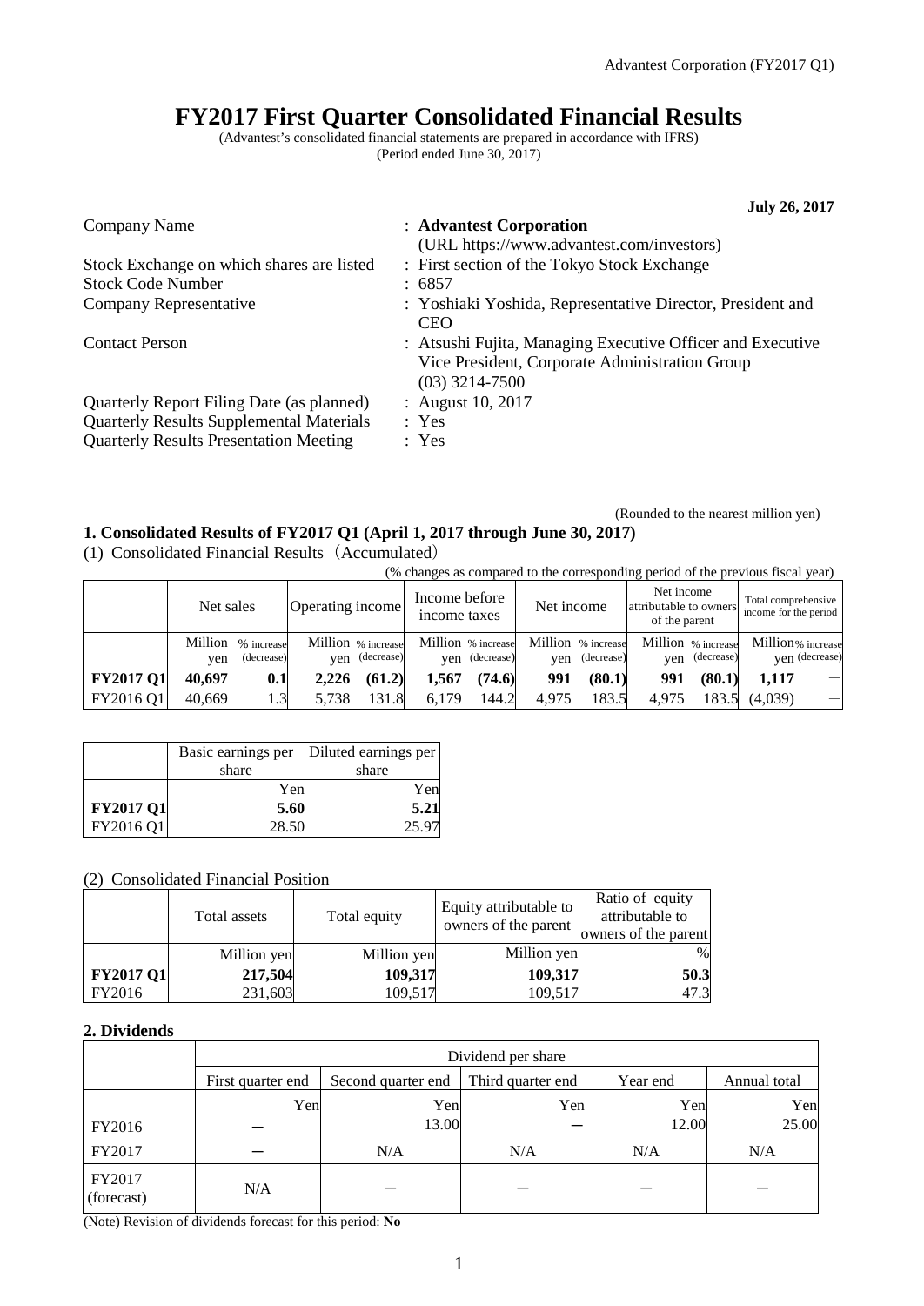# FY2017 First Quarter Consolidated Financial Results

(Advantest's consolidated financial statements are prepared in accordance with IFRS)
(Period ended June 30, 2017)

**July 26, 2017**

| | |
|---|---|
| Company Name | : **Advantest Corporation** (URL https://www.advantest.com/investors) |
| Stock Exchange on which shares are listed | : First section of the Tokyo Stock Exchange |
| Stock Code Number | : 6857 |
| Company Representative | : Yoshiaki Yoshida, Representative Director, President and CEO |
| Contact Person | : Atsushi Fujita, Managing Executive Officer and Executive Vice President, Corporate Administration Group (03) 3214-7500 |
| Quarterly Report Filing Date (as planned) | : August 10, 2017 |
| Quarterly Results Supplemental Materials | : Yes |
| Quarterly Results Presentation Meeting | : Yes |

(Rounded to the nearest million yen)

## 1. Consolidated Results of FY2017 Q1 (April 1, 2017 through June 30, 2017)

(1) Consolidated Financial Results（Accumulated）

(% changes as compared to the corresponding period of the previous fiscal year)

| | Net sales | | Operating income | | Income before income taxes | | Net income | | Net income attributable to owners of the parent | | Total comprehensive income for the period | |
|---|---|---|---|---|---|---|---|---|---|---|---|---|
| | Million yen | % increase (decrease) | Million yen | % increase (decrease) | Million yen | % increase (decrease) | Million yen | % increase (decrease) | Million yen | % increase (decrease) | Million yen | % increase (decrease) |
| **FY2017 Q1** | **40,697** | **0.1** | **2,226** | **(61.2)** | **1,567** | **(74.6)** | **991** | **(80.1)** | **991** | **(80.1)** | **1,117** | － |
| FY2016 Q1 | 40,669 | 1.3 | 5,738 | 131.8 | 6,179 | 144.2 | 4,975 | 183.5 | 4,975 | 183.5 | (4,039) | － |

| | Basic earnings per share | Diluted earnings per share |
|---|---|---|
| | Yen | Yen |
| **FY2017 Q1** | **5.60** | **5.21** |
| FY2016 Q1 | 28.50 | 25.97 |

(2) Consolidated Financial Position

| | Total assets | Total equity | Equity attributable to owners of the parent | Ratio of equity attributable to owners of the parent |
|---|---|---|---|---|
| | Million yen | Million yen | Million yen | % |
| **FY2017 Q1** | **217,504** | **109,317** | **109,317** | **50.3** |
| FY2016 | 231,603 | 109,517 | 109,517 | 47.3 |

## 2. Dividends

| | Dividend per share | | | | |
|---|---|---|---|---|---|
| | First quarter end | Second quarter end | Third quarter end | Year end | Annual total |
| | Yen | Yen | Yen | Yen | Yen |
| FY2016 | － | 13.00 | － | 12.00 | 25.00 |
| FY2017 | － | N/A | N/A | N/A | N/A |
| FY2017 (forecast) | N/A | － | － | － | － |

(Note) Revision of dividends forecast for this period: **No**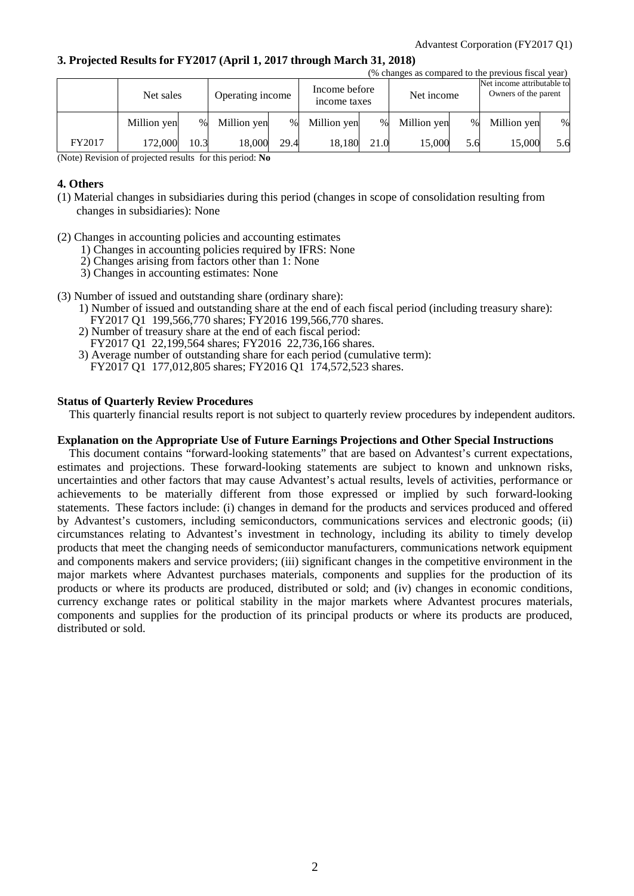## 3. Projected Results for FY2017 (April 1, 2017 through March 31, 2018)

(% changes as compared to the previous fiscal year)

| | Net sales | | Operating income | | Income before income taxes | | Net income | | Net income attributable to Owners of the parent | |
|---|---|---|---|---|---|---|---|---|---|---|
| | Million yen | % | Million yen | % | Million yen | % | Million yen | % | Million yen | % |
| FY2017 | 172,000 | 10.3 | 18,000 | 29.4 | 18,180 | 21.0 | 15,000 | 5.6 | 15,000 | 5.6 |

(Note) Revision of projected results for this period: **No**

## 4. Others

(1) Material changes in subsidiaries during this period (changes in scope of consolidation resulting from changes in subsidiaries): None

(2) Changes in accounting policies and accounting estimates

1) Changes in accounting policies required by IFRS: None
2) Changes arising from factors other than 1: None
3) Changes in accounting estimates: None

(3) Number of issued and outstanding share (ordinary share):

1) Number of issued and outstanding share at the end of each fiscal period (including treasury share): FY2017 Q1 199,566,770 shares; FY2016 199,566,770 shares.
2) Number of treasury share at the end of each fiscal period: FY2017 Q1 22,199,564 shares; FY2016 22,736,166 shares.
3) Average number of outstanding share for each period (cumulative term): FY2017 Q1 177,012,805 shares; FY2016 Q1 174,572,523 shares.

**Status of Quarterly Review Procedures**

This quarterly financial results report is not subject to quarterly review procedures by independent auditors.

**Explanation on the Appropriate Use of Future Earnings Projections and Other Special Instructions**

This document contains "forward-looking statements" that are based on Advantest's current expectations, estimates and projections. These forward-looking statements are subject to known and unknown risks, uncertainties and other factors that may cause Advantest's actual results, levels of activities, performance or achievements to be materially different from those expressed or implied by such forward-looking statements. These factors include: (i) changes in demand for the products and services produced and offered by Advantest's customers, including semiconductors, communications services and electronic goods; (ii) circumstances relating to Advantest's investment in technology, including its ability to timely develop products that meet the changing needs of semiconductor manufacturers, communications network equipment and components makers and service providers; (iii) significant changes in the competitive environment in the major markets where Advantest purchases materials, components and supplies for the production of its products or where its products are produced, distributed or sold; and (iv) changes in economic conditions, currency exchange rates or political stability in the major markets where Advantest procures materials, components and supplies for the production of its principal products or where its products are produced, distributed or sold.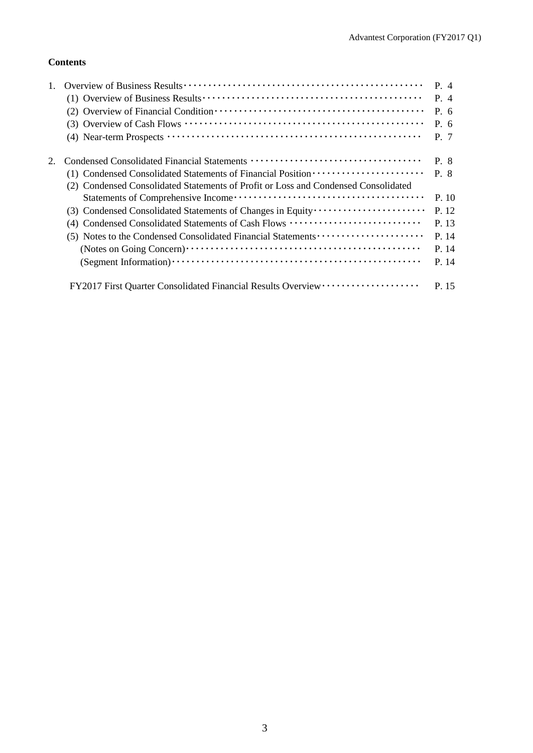**Contents**

1. Overview of Business Results ······ P. 4
    - (1) Overview of Business Results ······ P. 4
    - (2) Overview of Financial Condition ······ P. 6
    - (3) Overview of Cash Flows ······ P. 6
    - (4) Near-term Prospects ······ P. 7

2. Condensed Consolidated Financial Statements ······ P. 8
    - (1) Condensed Consolidated Statements of Financial Position ······ P. 8
    - (2) Condensed Consolidated Statements of Profit or Loss and Condensed Consolidated Statements of Comprehensive Income ······ P. 10
    - (3) Condensed Consolidated Statements of Changes in Equity ······ P. 12
    - (4) Condensed Consolidated Statements of Cash Flows ······ P. 13
    - (5) Notes to the Condensed Consolidated Financial Statements ······ P. 14
        - (Notes on Going Concern) ······ P. 14
        - (Segment Information) ······ P. 14

FY2017 First Quarter Consolidated Financial Results Overview ······ P. 15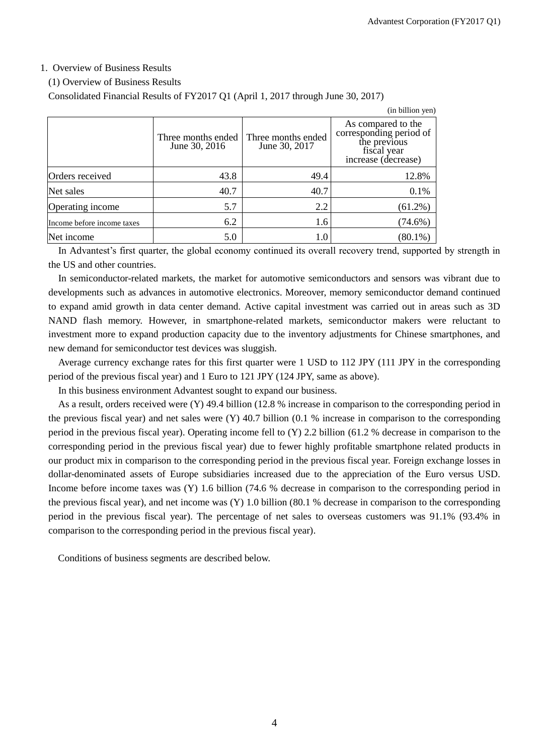1. Overview of Business Results

(1) Overview of Business Results

Consolidated Financial Results of FY2017 Q1 (April 1, 2017 through June 30, 2017)

(in billion yen)

| | Three months ended June 30, 2016 | Three months ended June 30, 2017 | As compared to the corresponding period of the previous fiscal year increase (decrease) |
|---|---|---|---|
| Orders received | 43.8 | 49.4 | 12.8% |
| Net sales | 40.7 | 40.7 | 0.1% |
| Operating income | 5.7 | 2.2 | (61.2%) |
| Income before income taxes | 6.2 | 1.6 | (74.6%) |
| Net income | 5.0 | 1.0 | (80.1%) |

In Advantest's first quarter, the global economy continued its overall recovery trend, supported by strength in the US and other countries.

In semiconductor-related markets, the market for automotive semiconductors and sensors was vibrant due to developments such as advances in automotive electronics. Moreover, memory semiconductor demand continued to expand amid growth in data center demand. Active capital investment was carried out in areas such as 3D NAND flash memory. However, in smartphone-related markets, semiconductor makers were reluctant to investment more to expand production capacity due to the inventory adjustments for Chinese smartphones, and new demand for semiconductor test devices was sluggish.

Average currency exchange rates for this first quarter were 1 USD to 112 JPY (111 JPY in the corresponding period of the previous fiscal year) and 1 Euro to 121 JPY (124 JPY, same as above).

In this business environment Advantest sought to expand our business.

As a result, orders received were (Y) 49.4 billion (12.8 % increase in comparison to the corresponding period in the previous fiscal year) and net sales were (Y) 40.7 billion (0.1 % increase in comparison to the corresponding period in the previous fiscal year). Operating income fell to (Y) 2.2 billion (61.2 % decrease in comparison to the corresponding period in the previous fiscal year) due to fewer highly profitable smartphone related products in our product mix in comparison to the corresponding period in the previous fiscal year. Foreign exchange losses in dollar-denominated assets of Europe subsidiaries increased due to the appreciation of the Euro versus USD. Income before income taxes was (Y) 1.6 billion (74.6 % decrease in comparison to the corresponding period in the previous fiscal year), and net income was (Y) 1.0 billion (80.1 % decrease in comparison to the corresponding period in the previous fiscal year). The percentage of net sales to overseas customers was 91.1% (93.4% in comparison to the corresponding period in the previous fiscal year).

Conditions of business segments are described below.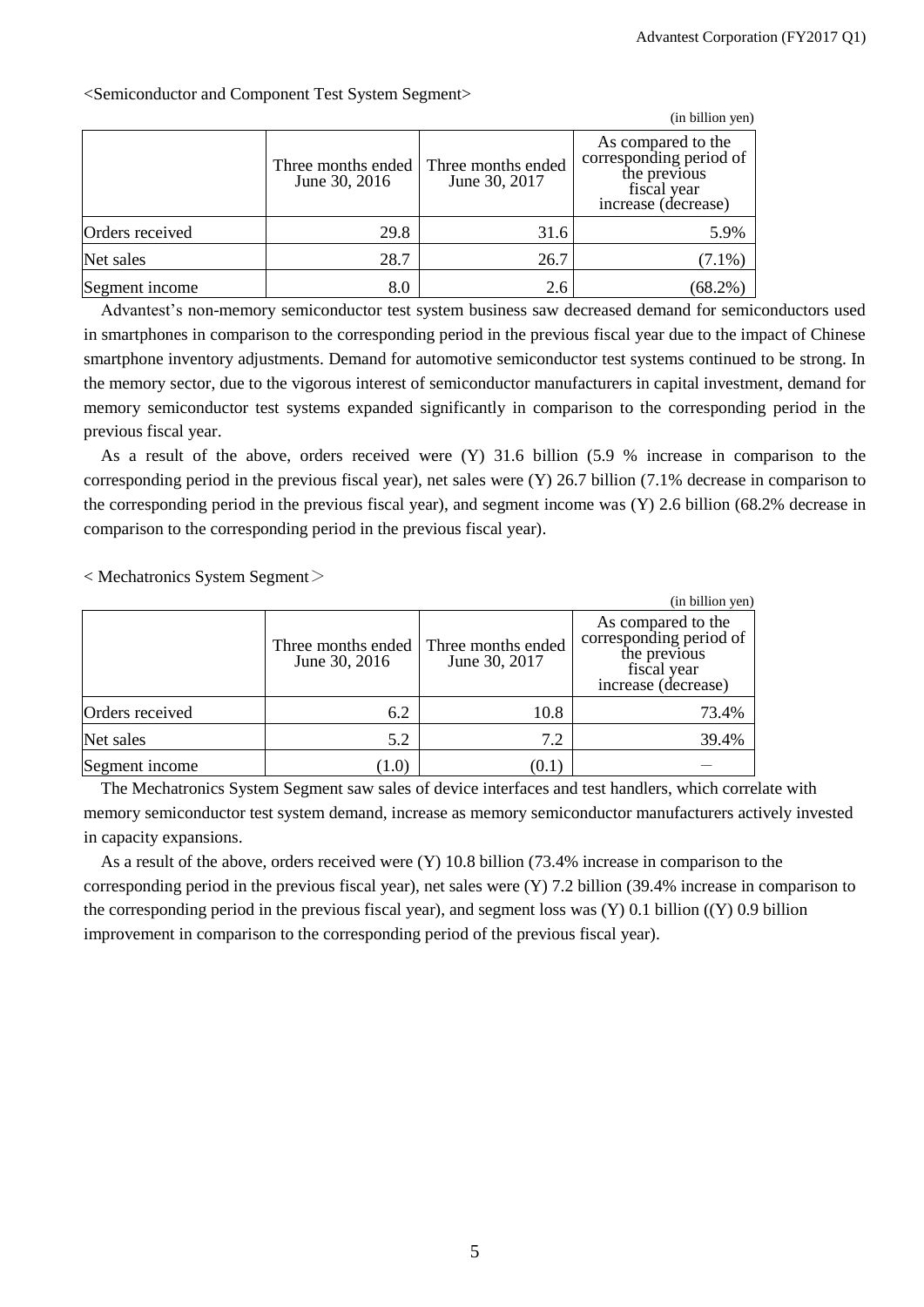<Semiconductor and Component Test System Segment>

(in billion yen)

| | Three months ended June 30, 2016 | Three months ended June 30, 2017 | As compared to the corresponding period of the previous fiscal year increase (decrease) |
|---|---|---|---|
| Orders received | 29.8 | 31.6 | 5.9% |
| Net sales | 28.7 | 26.7 | (7.1%) |
| Segment income | 8.0 | 2.6 | (68.2%) |

Advantest's non-memory semiconductor test system business saw decreased demand for semiconductors used in smartphones in comparison to the corresponding period in the previous fiscal year due to the impact of Chinese smartphone inventory adjustments. Demand for automotive semiconductor test systems continued to be strong. In the memory sector, due to the vigorous interest of semiconductor manufacturers in capital investment, demand for memory semiconductor test systems expanded significantly in comparison to the corresponding period in the previous fiscal year.

As a result of the above, orders received were (Y) 31.6 billion (5.9 % increase in comparison to the corresponding period in the previous fiscal year), net sales were (Y) 26.7 billion (7.1% decrease in comparison to the corresponding period in the previous fiscal year), and segment income was (Y) 2.6 billion (68.2% decrease in comparison to the corresponding period in the previous fiscal year).

< Mechatronics System Segment＞

(in billion yen)

| | Three months ended June 30, 2016 | Three months ended June 30, 2017 | As compared to the corresponding period of the previous fiscal year increase (decrease) |
|---|---|---|---|
| Orders received | 6.2 | 10.8 | 73.4% |
| Net sales | 5.2 | 7.2 | 39.4% |
| Segment income | (1.0) | (0.1) | － |

The Mechatronics System Segment saw sales of device interfaces and test handlers, which correlate with memory semiconductor test system demand, increase as memory semiconductor manufacturers actively invested in capacity expansions.

As a result of the above, orders received were (Y) 10.8 billion (73.4% increase in comparison to the corresponding period in the previous fiscal year), net sales were (Y) 7.2 billion (39.4% increase in comparison to the corresponding period in the previous fiscal year), and segment loss was (Y) 0.1 billion ((Y) 0.9 billion improvement in comparison to the corresponding period of the previous fiscal year).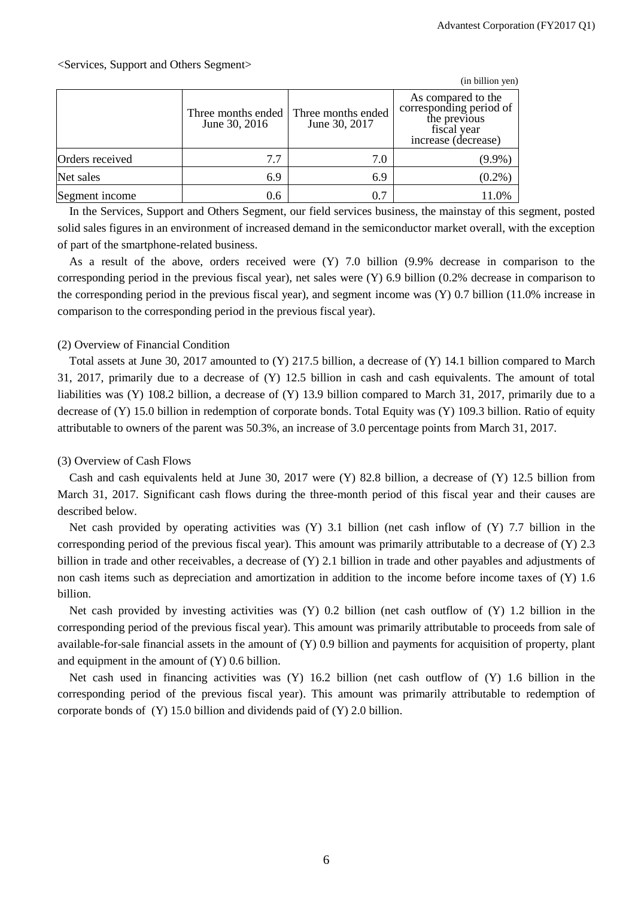<Services, Support and Others Segment>

(in billion yen)

| | Three months ended June 30, 2016 | Three months ended June 30, 2017 | As compared to the corresponding period of the previous fiscal year increase (decrease) |
|---|---|---|---|
| Orders received | 7.7 | 7.0 | (9.9%) |
| Net sales | 6.9 | 6.9 | (0.2%) |
| Segment income | 0.6 | 0.7 | 11.0% |

In the Services, Support and Others Segment, our field services business, the mainstay of this segment, posted solid sales figures in an environment of increased demand in the semiconductor market overall, with the exception of part of the smartphone-related business.

As a result of the above, orders received were (Y) 7.0 billion (9.9% decrease in comparison to the corresponding period in the previous fiscal year), net sales were (Y) 6.9 billion (0.2% decrease in comparison to the corresponding period in the previous fiscal year), and segment income was (Y) 0.7 billion (11.0% increase in comparison to the corresponding period in the previous fiscal year).

(2) Overview of Financial Condition

Total assets at June 30, 2017 amounted to (Y) 217.5 billion, a decrease of (Y) 14.1 billion compared to March 31, 2017, primarily due to a decrease of (Y) 12.5 billion in cash and cash equivalents. The amount of total liabilities was (Y) 108.2 billion, a decrease of (Y) 13.9 billion compared to March 31, 2017, primarily due to a decrease of (Y) 15.0 billion in redemption of corporate bonds. Total Equity was (Y) 109.3 billion. Ratio of equity attributable to owners of the parent was 50.3%, an increase of 3.0 percentage points from March 31, 2017.

(3) Overview of Cash Flows

Cash and cash equivalents held at June 30, 2017 were (Y) 82.8 billion, a decrease of (Y) 12.5 billion from March 31, 2017. Significant cash flows during the three-month period of this fiscal year and their causes are described below.

Net cash provided by operating activities was (Y) 3.1 billion (net cash inflow of (Y) 7.7 billion in the corresponding period of the previous fiscal year). This amount was primarily attributable to a decrease of (Y) 2.3 billion in trade and other receivables, a decrease of (Y) 2.1 billion in trade and other payables and adjustments of non cash items such as depreciation and amortization in addition to the income before income taxes of (Y) 1.6 billion.

Net cash provided by investing activities was (Y) 0.2 billion (net cash outflow of (Y) 1.2 billion in the corresponding period of the previous fiscal year). This amount was primarily attributable to proceeds from sale of available-for-sale financial assets in the amount of (Y) 0.9 billion and payments for acquisition of property, plant and equipment in the amount of (Y) 0.6 billion.

Net cash used in financing activities was (Y) 16.2 billion (net cash outflow of (Y) 1.6 billion in the corresponding period of the previous fiscal year). This amount was primarily attributable to redemption of corporate bonds of (Y) 15.0 billion and dividends paid of (Y) 2.0 billion.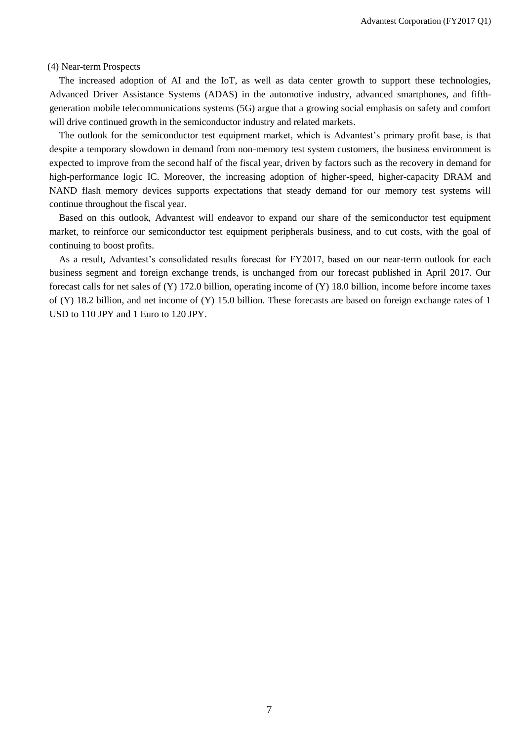### (4) Near-term Prospects

The increased adoption of AI and the IoT, as well as data center growth to support these technologies, Advanced Driver Assistance Systems (ADAS) in the automotive industry, advanced smartphones, and fifth-generation mobile telecommunications systems (5G) argue that a growing social emphasis on safety and comfort will drive continued growth in the semiconductor industry and related markets.

The outlook for the semiconductor test equipment market, which is Advantest's primary profit base, is that despite a temporary slowdown in demand from non-memory test system customers, the business environment is expected to improve from the second half of the fiscal year, driven by factors such as the recovery in demand for high-performance logic IC. Moreover, the increasing adoption of higher-speed, higher-capacity DRAM and NAND flash memory devices supports expectations that steady demand for our memory test systems will continue throughout the fiscal year.

Based on this outlook, Advantest will endeavor to expand our share of the semiconductor test equipment market, to reinforce our semiconductor test equipment peripherals business, and to cut costs, with the goal of continuing to boost profits.

As a result, Advantest's consolidated results forecast for FY2017, based on our near-term outlook for each business segment and foreign exchange trends, is unchanged from our forecast published in April 2017. Our forecast calls for net sales of (Y) 172.0 billion, operating income of (Y) 18.0 billion, income before income taxes of (Y) 18.2 billion, and net income of (Y) 15.0 billion. These forecasts are based on foreign exchange rates of 1 USD to 110 JPY and 1 Euro to 120 JPY.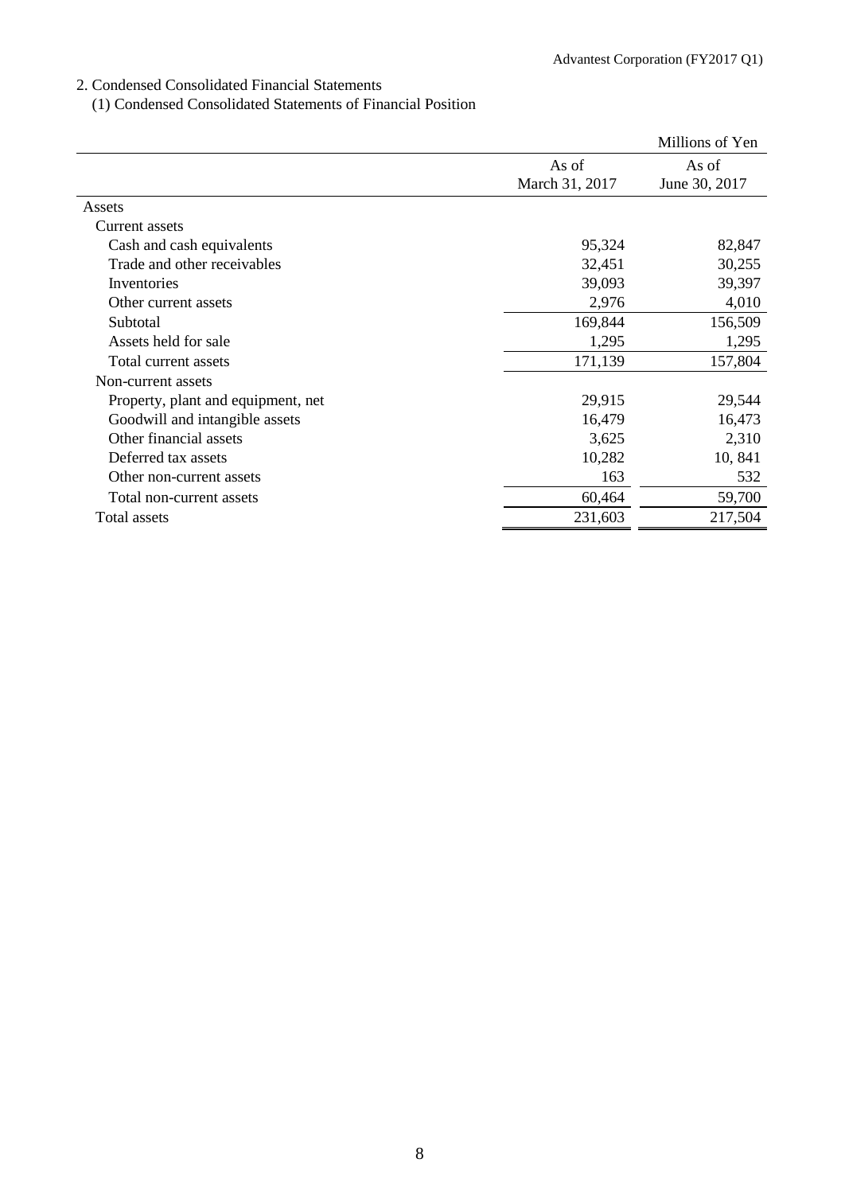## 2. Condensed Consolidated Financial Statements

### (1) Condensed Consolidated Statements of Financial Position

| | | Millions of Yen |
|---|---|---|
| | As of March 31, 2017 | As of June 30, 2017 |
| Assets | | |
| Current assets | | |
| Cash and cash equivalents | 95,324 | 82,847 |
| Trade and other receivables | 32,451 | 30,255 |
| Inventories | 39,093 | 39,397 |
| Other current assets | 2,976 | 4,010 |
| Subtotal | 169,844 | 156,509 |
| Assets held for sale | 1,295 | 1,295 |
| Total current assets | 171,139 | 157,804 |
| Non-current assets | | |
| Property, plant and equipment, net | 29,915 | 29,544 |
| Goodwill and intangible assets | 16,479 | 16,473 |
| Other financial assets | 3,625 | 2,310 |
| Deferred tax assets | 10,282 | 10, 841 |
| Other non-current assets | 163 | 532 |
| Total non-current assets | 60,464 | 59,700 |
| Total assets | 231,603 | 217,504 |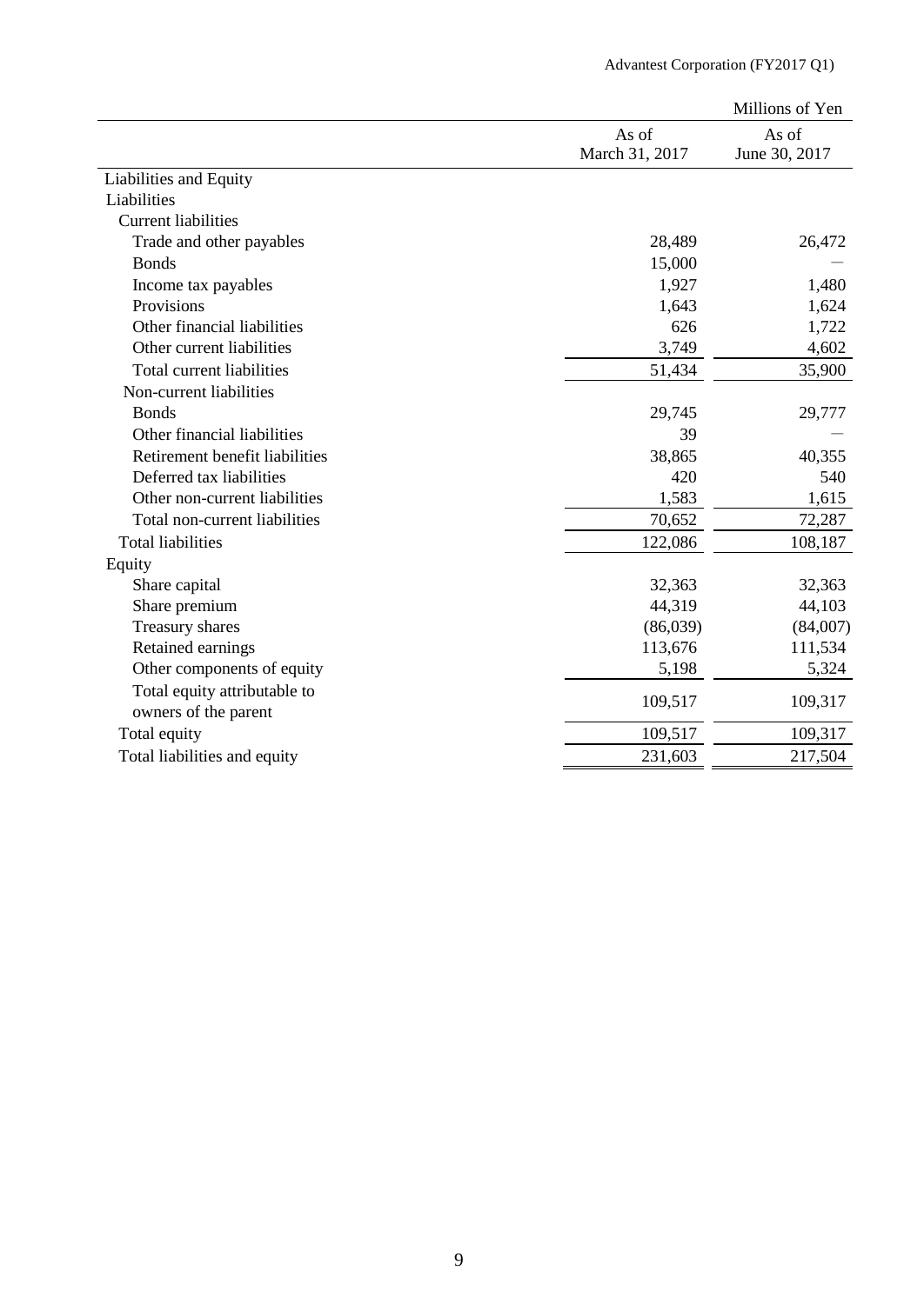| | | Millions of Yen |
|---|---|---|
| | As of March 31, 2017 | As of June 30, 2017 |
| Liabilities and Equity | | |
| Liabilities | | |
| Current liabilities | | |
| Trade and other payables | 28,489 | 26,472 |
| Bonds | 15,000 | — |
| Income tax payables | 1,927 | 1,480 |
| Provisions | 1,643 | 1,624 |
| Other financial liabilities | 626 | 1,722 |
| Other current liabilities | 3,749 | 4,602 |
| Total current liabilities | 51,434 | 35,900 |
| Non-current liabilities | | |
| Bonds | 29,745 | 29,777 |
| Other financial liabilities | 39 | — |
| Retirement benefit liabilities | 38,865 | 40,355 |
| Deferred tax liabilities | 420 | 540 |
| Other non-current liabilities | 1,583 | 1,615 |
| Total non-current liabilities | 70,652 | 72,287 |
| Total liabilities | 122,086 | 108,187 |
| Equity | | |
| Share capital | 32,363 | 32,363 |
| Share premium | 44,319 | 44,103 |
| Treasury shares | (86,039) | (84,007) |
| Retained earnings | 113,676 | 111,534 |
| Other components of equity | 5,198 | 5,324 |
| Total equity attributable to owners of the parent | 109,517 | 109,317 |
| Total equity | 109,517 | 109,317 |
| Total liabilities and equity | 231,603 | 217,504 |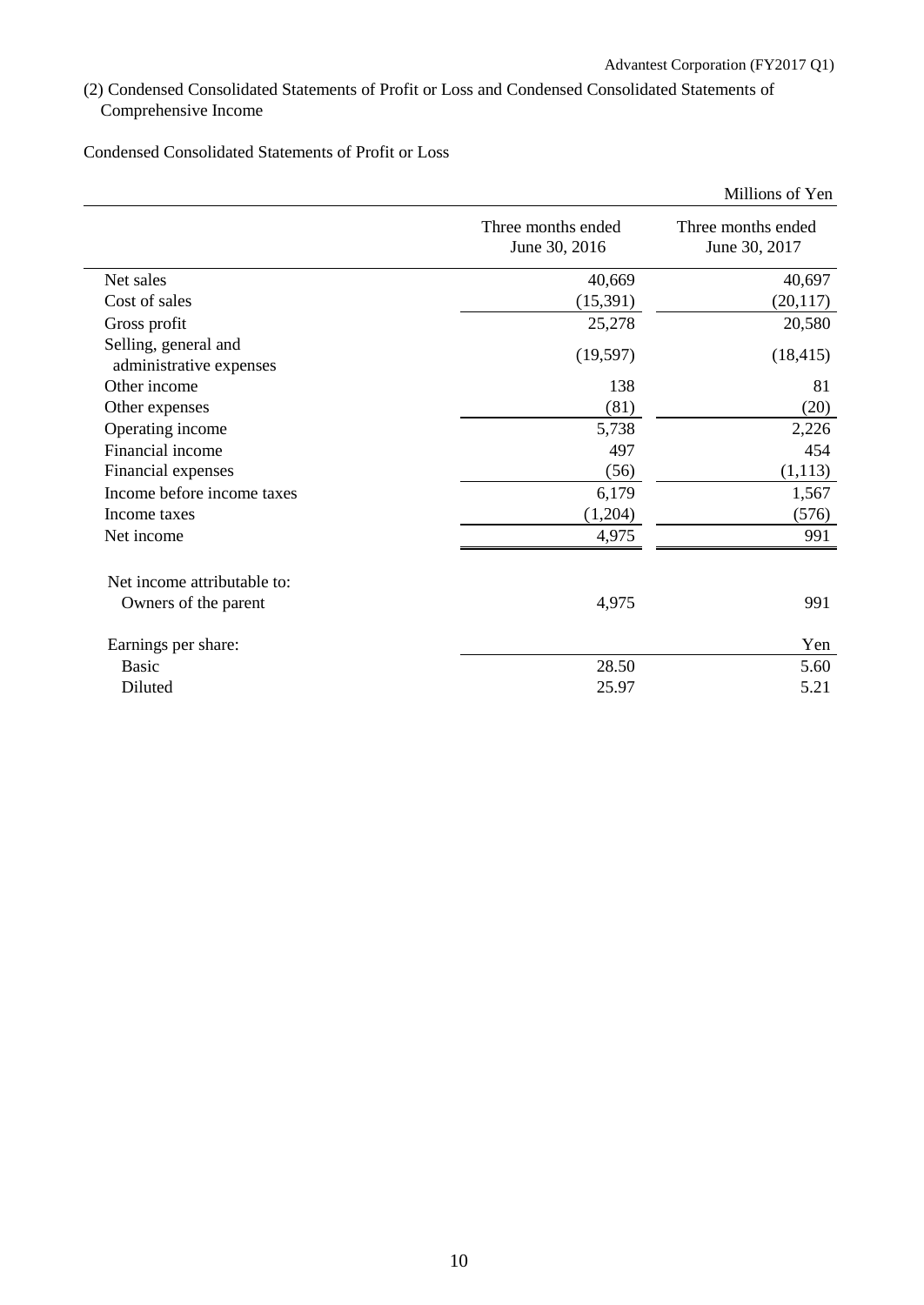## (2) Condensed Consolidated Statements of Profit or Loss and Condensed Consolidated Statements of Comprehensive Income

### Condensed Consolidated Statements of Profit or Loss

| | | Millions of Yen |
|---|---|---|
| | Three months ended June 30, 2016 | Three months ended June 30, 2017 |
| Net sales | 40,669 | 40,697 |
| Cost of sales | (15,391) | (20,117) |
| Gross profit | 25,278 | 20,580 |
| Selling, general and administrative expenses | (19,597) | (18,415) |
| Other income | 138 | 81 |
| Other expenses | (81) | (20) |
| Operating income | 5,738 | 2,226 |
| Financial income | 497 | 454 |
| Financial expenses | (56) | (1,113) |
| Income before income taxes | 6,179 | 1,567 |
| Income taxes | (1,204) | (576) |
| Net income | 4,975 | 991 |
| | | |
| Net income attributable to: | | |
| Owners of the parent | 4,975 | 991 |
| | | |
| Earnings per share: | | Yen |
| Basic | 28.50 | 5.60 |
| Diluted | 25.97 | 5.21 |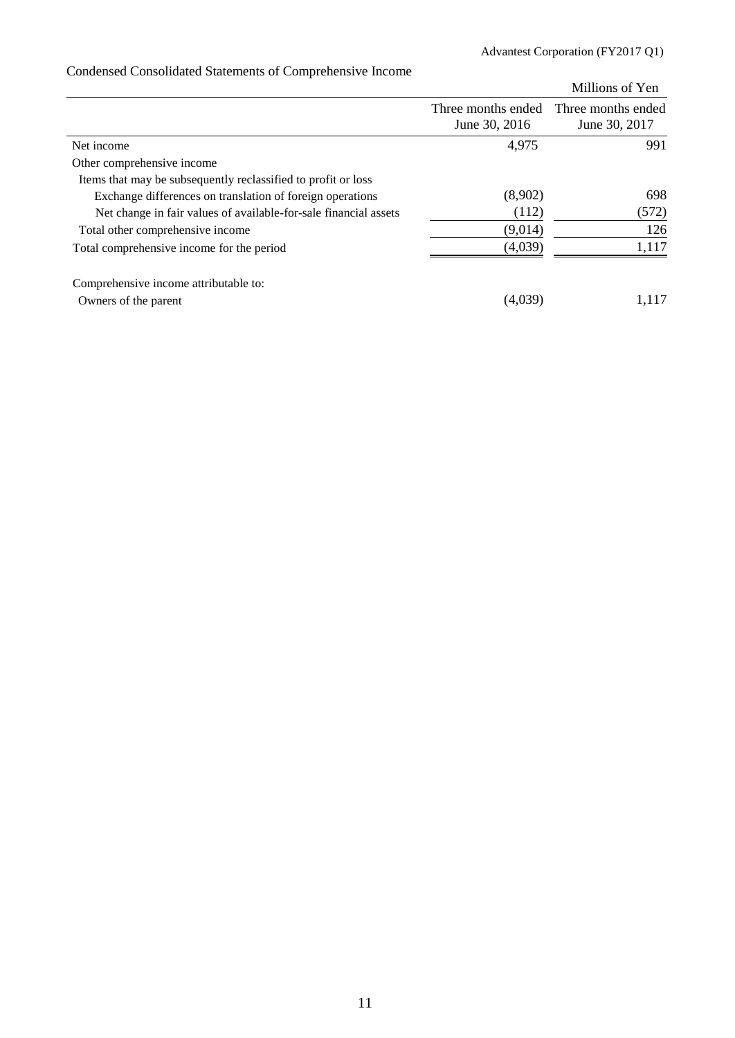## Condensed Consolidated Statements of Comprehensive Income

Millions of Yen

| | Three months ended June 30, 2016 | Three months ended June 30, 2017 |
|---|---|---|
| Net income | 4,975 | 991 |
| Other comprehensive income | | |
| Items that may be subsequently reclassified to profit or loss | | |
| Exchange differences on translation of foreign operations | (8,902) | 698 |
| Net change in fair values of available-for-sale financial assets | (112) | (572) |
| Total other comprehensive income | (9,014) | 126 |
| Total comprehensive income for the period | (4,039) | 1,117 |
| | | |
| Comprehensive income attributable to: | | |
| Owners of the parent | (4,039) | 1,117 |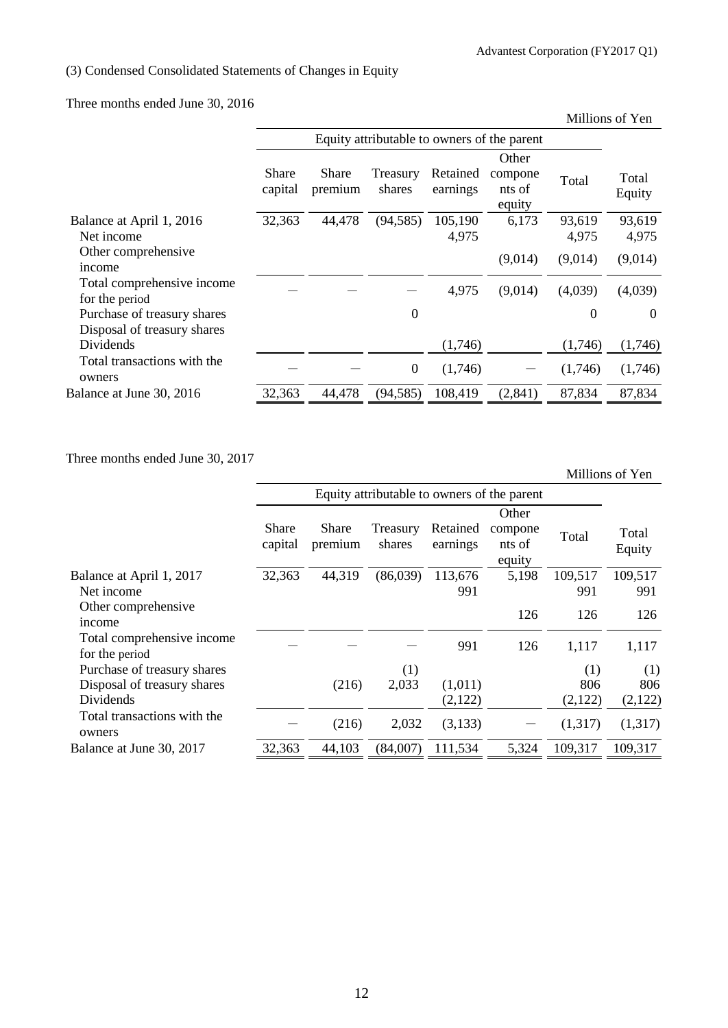### (3) Condensed Consolidated Statements of Changes in Equity

Three months ended June 30, 2016

Millions of Yen

| | Equity attributable to owners of the parent | | | | | | |
|---|---|---|---|---|---|---|---|
| | Share capital | Share premium | Treasury shares | Retained earnings | Other components of equity | Total | Total Equity |
| Balance at April 1, 2016 | 32,363 | 44,478 | (94,585) | 105,190 | 6,173 | 93,619 | 93,619 |
| Net income | | | | 4,975 | | 4,975 | 4,975 |
| Other comprehensive income | | | | | (9,014) | (9,014) | (9,014) |
| Total comprehensive income for the period | ― | ― | ― | 4,975 | (9,014) | (4,039) | (4,039) |
| Purchase of treasury shares | | | 0 | | | 0 | 0 |
| Disposal of treasury shares | | | | | | | |
| Dividends | | | | (1,746) | | (1,746) | (1,746) |
| Total transactions with the owners | ― | ― | 0 | (1,746) | ― | (1,746) | (1,746) |
| Balance at June 30, 2016 | 32,363 | 44,478 | (94,585) | 108,419 | (2,841) | 87,834 | 87,834 |

Three months ended June 30, 2017

Millions of Yen

| | Equity attributable to owners of the parent | | | | | | |
|---|---|---|---|---|---|---|---|
| | Share capital | Share premium | Treasury shares | Retained earnings | Other components of equity | Total | Total Equity |
| Balance at April 1, 2017 | 32,363 | 44,319 | (86,039) | 113,676 | 5,198 | 109,517 | 109,517 |
| Net income | | | | 991 | | 991 | 991 |
| Other comprehensive income | | | | | 126 | 126 | 126 |
| Total comprehensive income for the period | ― | ― | ― | 991 | 126 | 1,117 | 1,117 |
| Purchase of treasury shares | | | (1) | | | (1) | (1) |
| Disposal of treasury shares | | (216) | 2,033 | (1,011) | | 806 | 806 |
| Dividends | | | | (2,122) | | (2,122) | (2,122) |
| Total transactions with the owners | ― | (216) | 2,032 | (3,133) | ― | (1,317) | (1,317) |
| Balance at June 30, 2017 | 32,363 | 44,103 | (84,007) | 111,534 | 5,324 | 109,317 | 109,317 |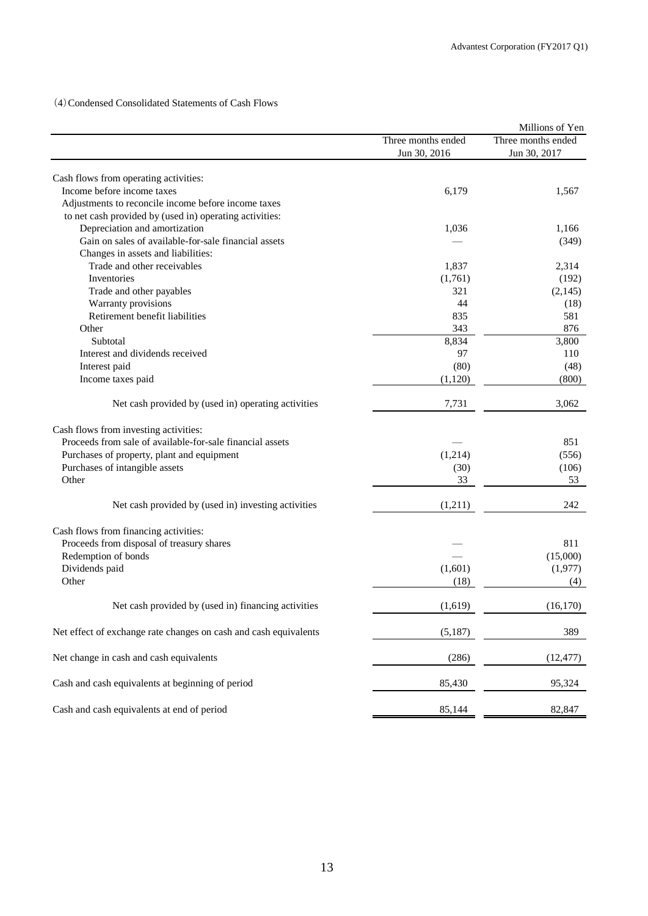（4）Condensed Consolidated Statements of Cash Flows

| | | Millions of Yen |
|---|---|---|
| | Three months ended Jun 30, 2016 | Three months ended Jun 30, 2017 |
| Cash flows from operating activities: | | |
| Income before income taxes | 6,179 | 1,567 |
| Adjustments to reconcile income before income taxes to net cash provided by (used in) operating activities: | | |
| Depreciation and amortization | 1,036 | 1,166 |
| Gain on sales of available-for-sale financial assets | — | (349) |
| Changes in assets and liabilities: | | |
| Trade and other receivables | 1,837 | 2,314 |
| Inventories | (1,761) | (192) |
| Trade and other payables | 321 | (2,145) |
| Warranty provisions | 44 | (18) |
| Retirement benefit liabilities | 835 | 581 |
| Other | 343 | 876 |
| Subtotal | 8,834 | 3,800 |
| Interest and dividends received | 97 | 110 |
| Interest paid | (80) | (48) |
| Income taxes paid | (1,120) | (800) |
| Net cash provided by (used in) operating activities | 7,731 | 3,062 |
| Cash flows from investing activities: | | |
| Proceeds from sale of available-for-sale financial assets | — | 851 |
| Purchases of property, plant and equipment | (1,214) | (556) |
| Purchases of intangible assets | (30) | (106) |
| Other | 33 | 53 |
| Net cash provided by (used in) investing activities | (1,211) | 242 |
| Cash flows from financing activities: | | |
| Proceeds from disposal of treasury shares | — | 811 |
| Redemption of bonds | — | (15,000) |
| Dividends paid | (1,601) | (1,977) |
| Other | (18) | (4) |
| Net cash provided by (used in) financing activities | (1,619) | (16,170) |
| Net effect of exchange rate changes on cash and cash equivalents | (5,187) | 389 |
| Net change in cash and cash equivalents | (286) | (12,477) |
| Cash and cash equivalents at beginning of period | 85,430 | 95,324 |
| Cash and cash equivalents at end of period | 85,144 | 82,847 |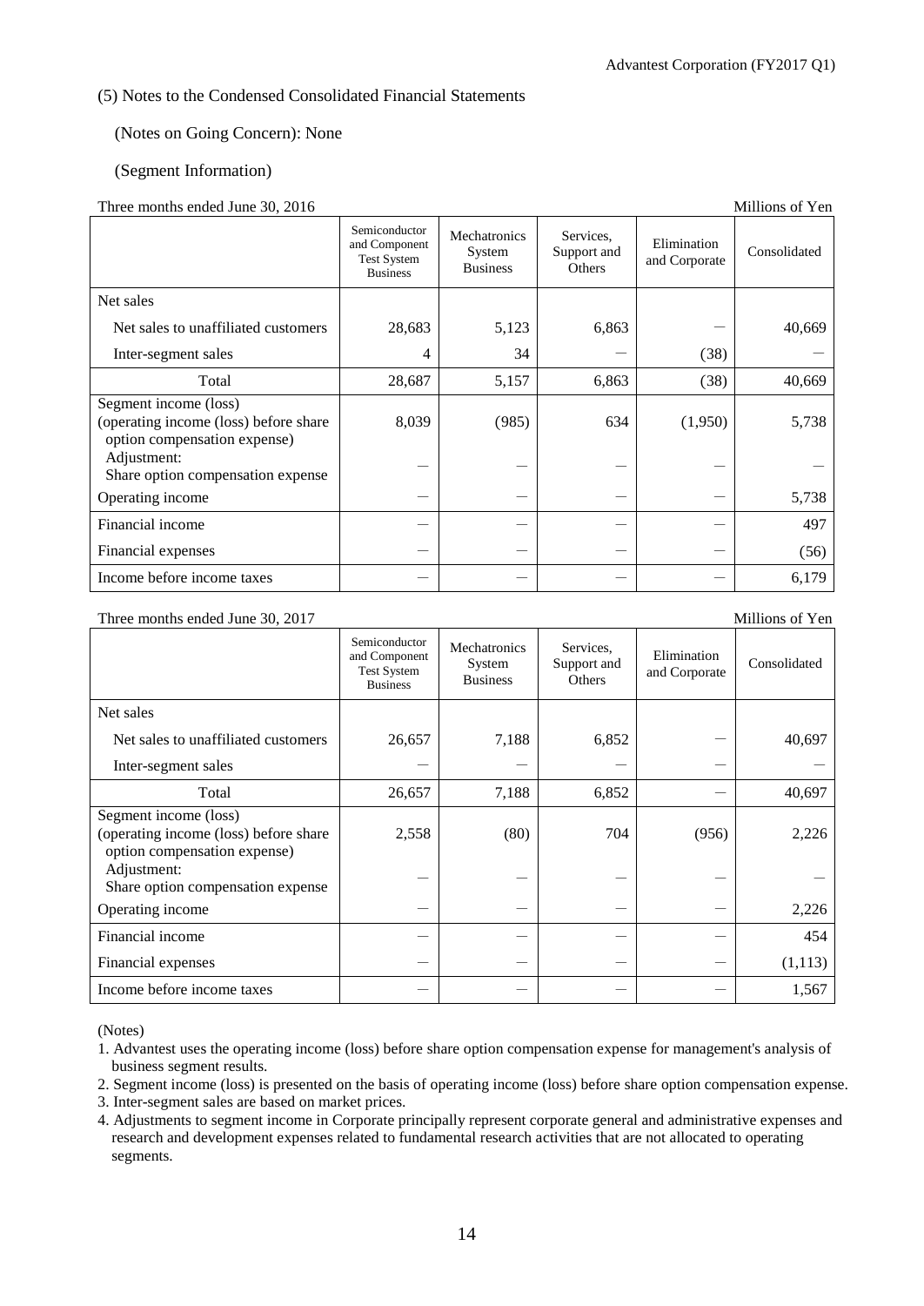(5) Notes to the Condensed Consolidated Financial Statements

(Notes on Going Concern): None

(Segment Information)

Three months ended June 30, 2016 — Millions of Yen

| | Semiconductor and Component Test System Business | Mechatronics System Business | Services, Support and Others | Elimination and Corporate | Consolidated |
|---|---|---|---|---|---|
| Net sales | | | | | |
| Net sales to unaffiliated customers | 28,683 | 5,123 | 6,863 | — | 40,669 |
| Inter-segment sales | 4 | 34 | — | (38) | — |
| Total | 28,687 | 5,157 | 6,863 | (38) | 40,669 |
| Segment income (loss) (operating income (loss) before share option compensation expense) | 8,039 | (985) | 634 | (1,950) | 5,738 |
| Adjustment: Share option compensation expense | — | — | — | — | — |
| Operating income | — | — | — | — | 5,738 |
| Financial income | — | — | — | — | 497 |
| Financial expenses | — | — | — | — | (56) |
| Income before income taxes | — | — | — | — | 6,179 |

Three months ended June 30, 2017 — Millions of Yen

| | Semiconductor and Component Test System Business | Mechatronics System Business | Services, Support and Others | Elimination and Corporate | Consolidated |
|---|---|---|---|---|---|
| Net sales | | | | | |
| Net sales to unaffiliated customers | 26,657 | 7,188 | 6,852 | — | 40,697 |
| Inter-segment sales | — | — | — | — | — |
| Total | 26,657 | 7,188 | 6,852 | — | 40,697 |
| Segment income (loss) (operating income (loss) before share option compensation expense) | 2,558 | (80) | 704 | (956) | 2,226 |
| Adjustment: Share option compensation expense | — | — | — | — | — |
| Operating income | — | — | — | — | 2,226 |
| Financial income | — | — | — | — | 454 |
| Financial expenses | — | — | — | — | (1,113) |
| Income before income taxes | — | — | — | — | 1,567 |

(Notes)

1. Advantest uses the operating income (loss) before share option compensation expense for management's analysis of business segment results.
2. Segment income (loss) is presented on the basis of operating income (loss) before share option compensation expense.
3. Inter-segment sales are based on market prices.
4. Adjustments to segment income in Corporate principally represent corporate general and administrative expenses and research and development expenses related to fundamental research activities that are not allocated to operating segments.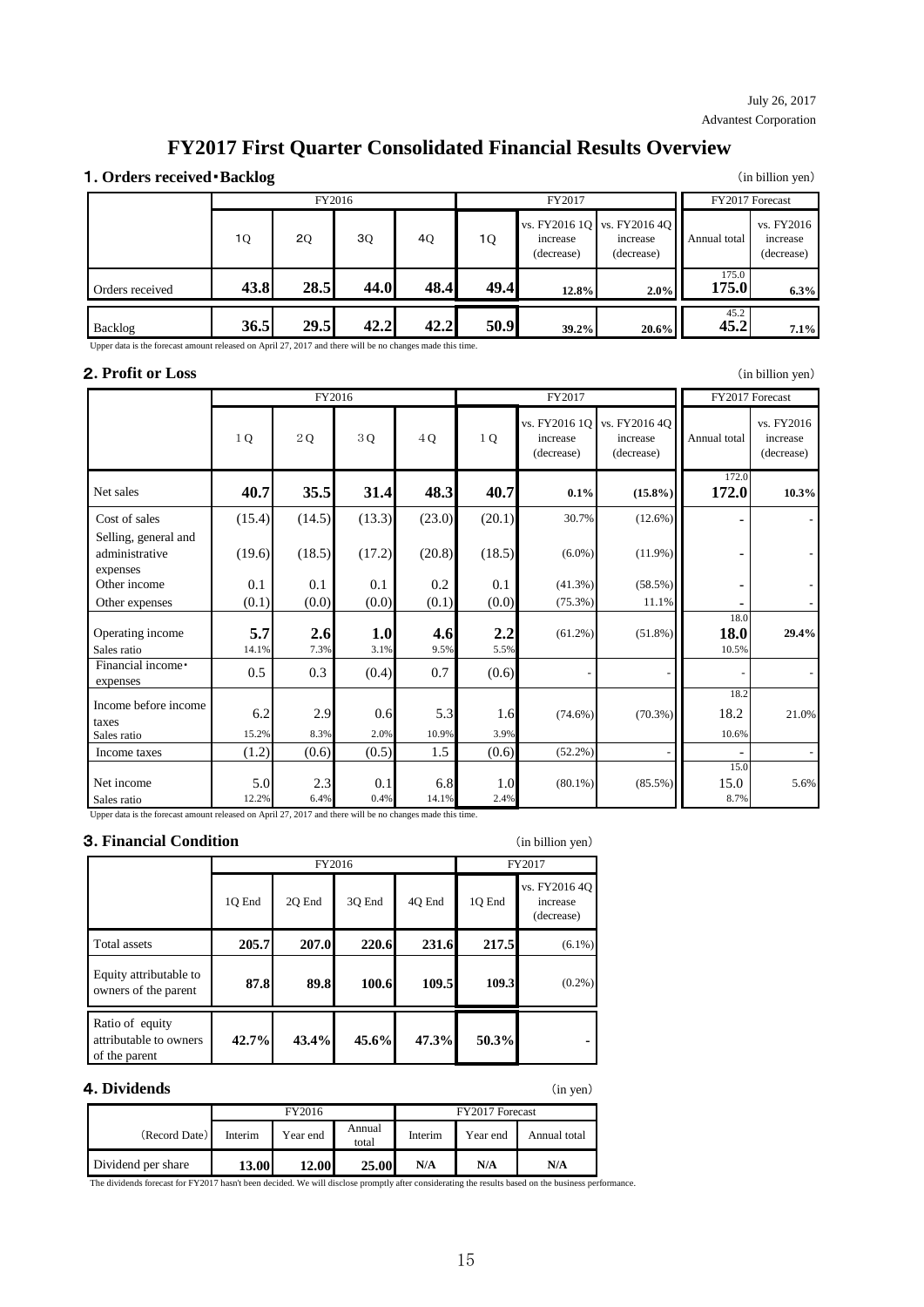July 26, 2017

Advantest Corporation

# FY2017 First Quarter Consolidated Financial Results Overview

## 1. Orders received・Backlog

(in billion yen)

| | FY2016 | | | | FY2017 | | | FY2017 Forecast | |
|---|---|---|---|---|---|---|---|---|---|
| | 1Q | 2Q | 3Q | 4Q | 1Q | vs. FY2016 1Q increase (decrease) | vs. FY2016 4Q increase (decrease) | Annual total | vs. FY2016 increase (decrease) |
| Orders received | **43.8** | **28.5** | **44.0** | **48.4** | **49.4** | **12.8%** | **2.0%** | 175.0<br>**175.0** | **6.3%** |
| Backlog | **36.5** | **29.5** | **42.2** | **42.2** | **50.9** | **39.2%** | **20.6%** | 45.2<br>**45.2** | **7.1%** |

Upper data is the forecast amount released on April 27, 2017 and there will be no changes made this time.

## 2. Profit or Loss

(in billion yen)

| | FY2016 | | | | FY2017 | | | FY2017 Forecast | |
|---|---|---|---|---|---|---|---|---|---|
| | 1Q | 2Q | 3Q | 4Q | 1Q | vs. FY2016 1Q increase (decrease) | vs. FY2016 4Q increase (decrease) | Annual total | vs. FY2016 increase (decrease) |
| Net sales | **40.7** | **35.5** | **31.4** | **48.3** | **40.7** | **0.1%** | **(15.8%)** | 172.0<br>**172.0** | **10.3%** |
| Cost of sales | (15.4) | (14.5) | (13.3) | (23.0) | (20.1) | 30.7% | (12.6%) | - | - |
| Selling, general and administrative expenses | (19.6) | (18.5) | (17.2) | (20.8) | (18.5) | (6.0%) | (11.9%) | - | - |
| Other income | 0.1 | 0.1 | 0.1 | 0.2 | 0.1 | (41.3%) | (58.5%) | - | - |
| Other expenses | (0.1) | (0.0) | (0.0) | (0.1) | (0.0) | (75.3%) | 11.1% | - | - |
| Operating income | **5.7** | **2.6** | **1.0** | **4.6** | **2.2** | (61.2%) | (51.8%) | 18.0<br>**18.0** | **29.4%** |
| Sales ratio | 14.1% | 7.3% | 3.1% | 9.5% | 5.5% | | | 10.5% | |
| Financial income・expenses | 0.5 | 0.3 | (0.4) | 0.7 | (0.6) | - | - | - | - |
| Income before income taxes | 6.2 | 2.9 | 0.6 | 5.3 | 1.6 | (74.6%) | (70.3%) | 18.2<br>18.2 | 21.0% |
| Sales ratio | 15.2% | 8.3% | 2.0% | 10.9% | 3.9% | | | 10.6% | |
| Income taxes | (1.2) | (0.6) | (0.5) | 1.5 | (0.6) | (52.2%) | - | - | - |
| Net income | 5.0 | 2.3 | 0.1 | 6.8 | 1.0 | (80.1%) | (85.5%) | 15.0<br>15.0 | 5.6% |
| Sales ratio | 12.2% | 6.4% | 0.4% | 14.1% | 2.4% | | | 8.7% | |

Upper data is the forecast amount released on April 27, 2017 and there will be no changes made this time.

## 3. Financial Condition

(in billion yen)

| | FY2016 | | | | FY2017 | |
|---|---|---|---|---|---|---|
| | 1Q End | 2Q End | 3Q End | 4Q End | 1Q End | vs. FY2016 4Q increase (decrease) |
| Total assets | **205.7** | **207.0** | **220.6** | **231.6** | **217.5** | (6.1%) |
| Equity attributable to owners of the parent | **87.8** | **89.8** | **100.6** | **109.5** | **109.3** | (0.2%) |
| Ratio of equity attributable to owners of the parent | **42.7%** | **43.4%** | **45.6%** | **47.3%** | **50.3%** | - |

## 4. Dividends

(in yen)

| | FY2016 | | | FY2017 Forecast | | |
|---|---|---|---|---|---|---|
| (Record Date) | Interim | Year end | Annual total | Interim | Year end | Annual total |
| Dividend per share | **13.00** | **12.00** | **25.00** | **N/A** | **N/A** | **N/A** |

The dividends forecast for FY2017 hasn't been decided. We will disclose promptly after considerating the results based on the business performance.